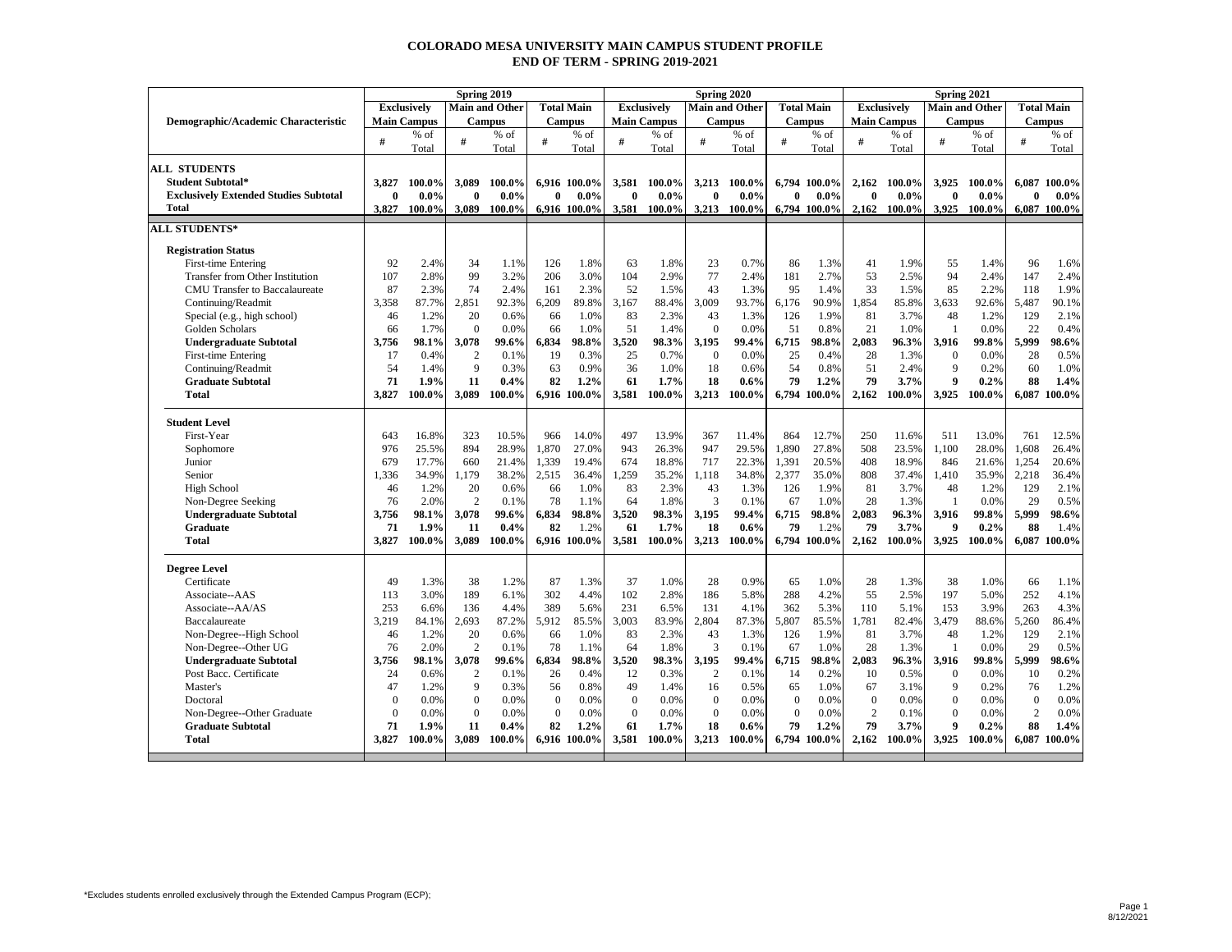# COLORADO MESA UNIVERSITY MAIN CAMPUS STUDENT PROFILE
## END OF TERM - SPRING 2019-2021

| Demographic/Academic Characteristic | Spring 2019 | | | | | | Spring 2020 | | | | | | Spring 2021 | | | | | |
|---|---|---|---|---|---|---|---|---|---|---|---|---|---|---|---|---|---|---|
| | Exclusively Main Campus | | Main and Other Campus | | Total Main Campus | | Exclusively Main Campus | | Main and Other Campus | | Total Main Campus | | Exclusively Main Campus | | Main and Other Campus | | Total Main Campus | |
| | # | % of Total | # | % of Total | # | % of Total | # | % of Total | # | % of Total | # | % of Total | # | % of Total | # | % of Total | # | % of Total |
| **ALL STUDENTS** | | | | | | | | | | | | | | | | | | |
| **Student Subtotal*** | **3,827** | **100.0%** | **3,089** | **100.0%** | **6,916** | **100.0%** | **3,581** | **100.0%** | **3,213** | **100.0%** | **6,794** | **100.0%** | **2,162** | **100.0%** | **3,925** | **100.0%** | **6,087** | **100.0%** |
| **Exclusively Extended Studies Subtotal** | **0** | **0.0%** | **0** | **0.0%** | **0** | **0.0%** | **0** | **0.0%** | **0** | **0.0%** | **0** | **0.0%** | **0** | **0.0%** | **0** | **0.0%** | **0** | **0.0%** |
| **Total** | **3,827** | **100.0%** | **3,089** | **100.0%** | **6,916** | **100.0%** | **3,581** | **100.0%** | **3,213** | **100.0%** | **6,794** | **100.0%** | **2,162** | **100.0%** | **3,925** | **100.0%** | **6,087** | **100.0%** |
| **ALL STUDENTS*** | | | | | | | | | | | | | | | | | | |
| **Registration Status** | | | | | | | | | | | | | | | | | | |
| First-time Entering | 92 | 2.4% | 34 | 1.1% | 126 | 1.8% | 63 | 1.8% | 23 | 0.7% | 86 | 1.3% | 41 | 1.9% | 55 | 1.4% | 96 | 1.6% |
| Transfer from Other Institution | 107 | 2.8% | 99 | 3.2% | 206 | 3.0% | 104 | 2.9% | 77 | 2.4% | 181 | 2.7% | 53 | 2.5% | 94 | 2.4% | 147 | 2.4% |
| CMU Transfer to Baccalaureate | 87 | 2.3% | 74 | 2.4% | 161 | 2.3% | 52 | 1.5% | 43 | 1.3% | 95 | 1.4% | 33 | 1.5% | 85 | 2.2% | 118 | 1.9% |
| Continuing/Readmit | 3,358 | 87.7% | 2,851 | 92.3% | 6,209 | 89.8% | 3,167 | 88.4% | 3,009 | 93.7% | 6,176 | 90.9% | 1,854 | 85.8% | 3,633 | 92.6% | 5,487 | 90.1% |
| Special (e.g., high school) | 46 | 1.2% | 20 | 0.6% | 66 | 1.0% | 83 | 2.3% | 43 | 1.3% | 126 | 1.9% | 81 | 3.7% | 48 | 1.2% | 129 | 2.1% |
| Golden Scholars | 66 | 1.7% | 0 | 0.0% | 66 | 1.0% | 51 | 1.4% | 0 | 0.0% | 51 | 0.8% | 21 | 1.0% | 1 | 0.0% | 22 | 0.4% |
| **Undergraduate Subtotal** | **3,756** | **98.1%** | **3,078** | **99.6%** | **6,834** | **98.8%** | **3,520** | **98.3%** | **3,195** | **99.4%** | **6,715** | **98.8%** | **2,083** | **96.3%** | **3,916** | **99.8%** | **5,999** | **98.6%** |
| First-time Entering | 17 | 0.4% | 2 | 0.1% | 19 | 0.3% | 25 | 0.7% | 0 | 0.0% | 25 | 0.4% | 28 | 1.3% | 0 | 0.0% | 28 | 0.5% |
| Continuing/Readmit | 54 | 1.4% | 9 | 0.3% | 63 | 0.9% | 36 | 1.0% | 18 | 0.6% | 54 | 0.8% | 51 | 2.4% | 9 | 0.2% | 60 | 1.0% |
| **Graduate Subtotal** | **71** | **1.9%** | **11** | **0.4%** | **82** | **1.2%** | **61** | **1.7%** | **18** | **0.6%** | **79** | **1.2%** | **79** | **3.7%** | **9** | **0.2%** | **88** | **1.4%** |
| **Total** | **3,827** | **100.0%** | **3,089** | **100.0%** | **6,916** | **100.0%** | **3,581** | **100.0%** | **3,213** | **100.0%** | **6,794** | **100.0%** | **2,162** | **100.0%** | **3,925** | **100.0%** | **6,087** | **100.0%** |
| **Student Level** | | | | | | | | | | | | | | | | | | |
| First-Year | 643 | 16.8% | 323 | 10.5% | 966 | 14.0% | 497 | 13.9% | 367 | 11.4% | 864 | 12.7% | 250 | 11.6% | 511 | 13.0% | 761 | 12.5% |
| Sophomore | 976 | 25.5% | 894 | 28.9% | 1,870 | 27.0% | 943 | 26.3% | 947 | 29.5% | 1,890 | 27.8% | 508 | 23.5% | 1,100 | 28.0% | 1,608 | 26.4% |
| Junior | 679 | 17.7% | 660 | 21.4% | 1,339 | 19.4% | 674 | 18.8% | 717 | 22.3% | 1,391 | 20.5% | 408 | 18.9% | 846 | 21.6% | 1,254 | 20.6% |
| Senior | 1,336 | 34.9% | 1,179 | 38.2% | 2,515 | 36.4% | 1,259 | 35.2% | 1,118 | 34.8% | 2,377 | 35.0% | 808 | 37.4% | 1,410 | 35.9% | 2,218 | 36.4% |
| High School | 46 | 1.2% | 20 | 0.6% | 66 | 1.0% | 83 | 2.3% | 43 | 1.3% | 126 | 1.9% | 81 | 3.7% | 48 | 1.2% | 129 | 2.1% |
| Non-Degree Seeking | 76 | 2.0% | 2 | 0.1% | 78 | 1.1% | 64 | 1.8% | 3 | 0.1% | 67 | 1.0% | 28 | 1.3% | 1 | 0.0% | 29 | 0.5% |
| **Undergraduate Subtotal** | **3,756** | **98.1%** | **3,078** | **99.6%** | **6,834** | **98.8%** | **3,520** | **98.3%** | **3,195** | **99.4%** | **6,715** | **98.8%** | **2,083** | **96.3%** | **3,916** | **99.8%** | **5,999** | **98.6%** |
| **Graduate** | **71** | **1.9%** | **11** | **0.4%** | **82** | 1.2% | **61** | **1.7%** | **18** | **0.6%** | **79** | 1.2% | **79** | **3.7%** | **9** | **0.2%** | **88** | 1.4% |
| **Total** | **3,827** | **100.0%** | **3,089** | **100.0%** | **6,916** | **100.0%** | **3,581** | **100.0%** | **3,213** | **100.0%** | **6,794** | **100.0%** | **2,162** | **100.0%** | **3,925** | **100.0%** | **6,087** | **100.0%** |
| **Degree Level** | | | | | | | | | | | | | | | | | | |
| Certificate | 49 | 1.3% | 38 | 1.2% | 87 | 1.3% | 37 | 1.0% | 28 | 0.9% | 65 | 1.0% | 28 | 1.3% | 38 | 1.0% | 66 | 1.1% |
| Associate--AAS | 113 | 3.0% | 189 | 6.1% | 302 | 4.4% | 102 | 2.8% | 186 | 5.8% | 288 | 4.2% | 55 | 2.5% | 197 | 5.0% | 252 | 4.1% |
| Associate--AA/AS | 253 | 6.6% | 136 | 4.4% | 389 | 5.6% | 231 | 6.5% | 131 | 4.1% | 362 | 5.3% | 110 | 5.1% | 153 | 3.9% | 263 | 4.3% |
| Baccalaureate | 3,219 | 84.1% | 2,693 | 87.2% | 5,912 | 85.5% | 3,003 | 83.9% | 2,804 | 87.3% | 5,807 | 85.5% | 1,781 | 82.4% | 3,479 | 88.6% | 5,260 | 86.4% |
| Non-Degree--High School | 46 | 1.2% | 20 | 0.6% | 66 | 1.0% | 83 | 2.3% | 43 | 1.3% | 126 | 1.9% | 81 | 3.7% | 48 | 1.2% | 129 | 2.1% |
| Non-Degree--Other UG | 76 | 2.0% | 2 | 0.1% | 78 | 1.1% | 64 | 1.8% | 3 | 0.1% | 67 | 1.0% | 28 | 1.3% | 1 | 0.0% | 29 | 0.5% |
| **Undergraduate Subtotal** | **3,756** | **98.1%** | **3,078** | **99.6%** | **6,834** | **98.8%** | **3,520** | **98.3%** | **3,195** | **99.4%** | **6,715** | **98.8%** | **2,083** | **96.3%** | **3,916** | **99.8%** | **5,999** | **98.6%** |
| Post Bacc. Certificate | 24 | 0.6% | 2 | 0.1% | 26 | 0.4% | 12 | 0.3% | 2 | 0.1% | 14 | 0.2% | 10 | 0.5% | 0 | 0.0% | 10 | 0.2% |
| Master's | 47 | 1.2% | 9 | 0.3% | 56 | 0.8% | 49 | 1.4% | 16 | 0.5% | 65 | 1.0% | 67 | 3.1% | 9 | 0.2% | 76 | 1.2% |
| Doctoral | 0 | 0.0% | 0 | 0.0% | 0 | 0.0% | 0 | 0.0% | 0 | 0.0% | 0 | 0.0% | 0 | 0.0% | 0 | 0.0% | 0 | 0.0% |
| Non-Degree--Other Graduate | 0 | 0.0% | 0 | 0.0% | 0 | 0.0% | 0 | 0.0% | 0 | 0.0% | 0 | 0.0% | 2 | 0.1% | 0 | 0.0% | 2 | 0.0% |
| **Graduate Subtotal** | **71** | **1.9%** | **11** | **0.4%** | **82** | **1.2%** | **61** | **1.7%** | **18** | **0.6%** | **79** | **1.2%** | **79** | **3.7%** | **9** | **0.2%** | **88** | **1.4%** |
| **Total** | **3,827** | **100.0%** | **3,089** | **100.0%** | **6,916** | **100.0%** | **3,581** | **100.0%** | **3,213** | **100.0%** | **6,794** | **100.0%** | **2,162** | **100.0%** | **3,925** | **100.0%** | **6,087** | **100.0%** |

*Excludes students enrolled exclusively through the Extended Campus Program (ECP);

8/12/2021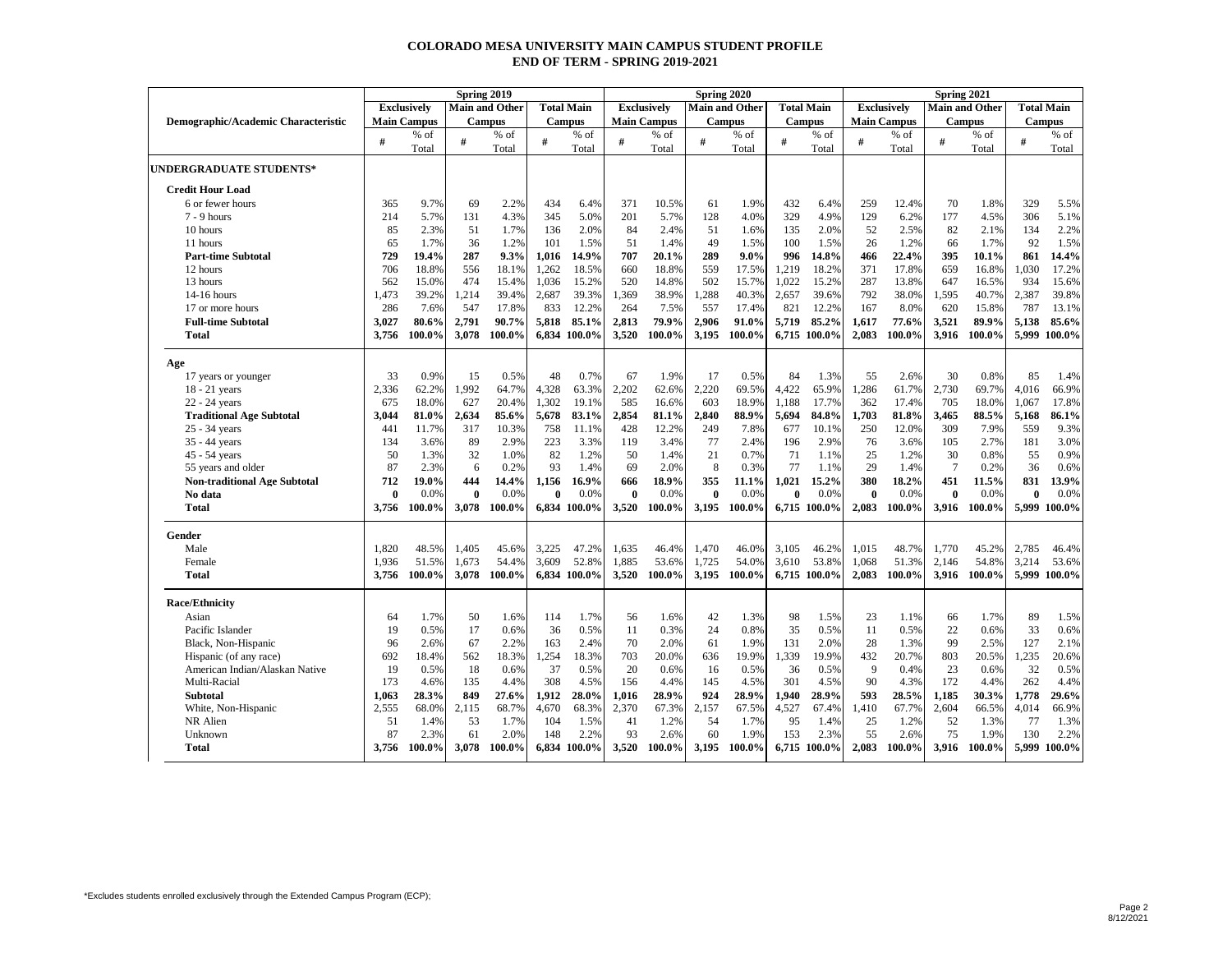# COLORADO MESA UNIVERSITY MAIN CAMPUS STUDENT PROFILE
## END OF TERM - SPRING 2019-2021

| Demographic/Academic Characteristic | Spring 2019 | | | | | | Spring 2020 | | | | | | Spring 2021 | | | | | |
|---|---|---|---|---|---|---|---|---|---|---|---|---|---|---|---|---|---|---|
| | Exclusively Main Campus | | Main and Other Campus | | Total Main Campus | | Exclusively Main Campus | | Main and Other Campus | | Total Main Campus | | Exclusively Main Campus | | Main and Other Campus | | Total Main Campus | |
| | # | % of Total | # | % of Total | # | % of Total | # | % of Total | # | % of Total | # | % of Total | # | % of Total | # | % of Total | # | % of Total |
| **UNDERGRADUATE STUDENTS*** | | | | | | | | | | | | | | | | | | |
| **Credit Hour Load** | | | | | | | | | | | | | | | | | | |
| 6 or fewer hours | 365 | 9.7% | 69 | 2.2% | 434 | 6.4% | 371 | 10.5% | 61 | 1.9% | 432 | 6.4% | 259 | 12.4% | 70 | 1.8% | 329 | 5.5% |
| 7 - 9 hours | 214 | 5.7% | 131 | 4.3% | 345 | 5.0% | 201 | 5.7% | 128 | 4.0% | 329 | 4.9% | 129 | 6.2% | 177 | 4.5% | 306 | 5.1% |
| 10 hours | 85 | 2.3% | 51 | 1.7% | 136 | 2.0% | 84 | 2.4% | 51 | 1.6% | 135 | 2.0% | 52 | 2.5% | 82 | 2.1% | 134 | 2.2% |
| 11 hours | 65 | 1.7% | 36 | 1.2% | 101 | 1.5% | 51 | 1.4% | 49 | 1.5% | 100 | 1.5% | 26 | 1.2% | 66 | 1.7% | 92 | 1.5% |
| **Part-time Subtotal** | **729** | **19.4%** | **287** | **9.3%** | **1,016** | **14.9%** | **707** | **20.1%** | **289** | **9.0%** | **996** | **14.8%** | **466** | **22.4%** | **395** | **10.1%** | **861** | **14.4%** |
| 12 hours | 706 | 18.8% | 556 | 18.1% | 1,262 | 18.5% | 660 | 18.8% | 559 | 17.5% | 1,219 | 18.2% | 371 | 17.8% | 659 | 16.8% | 1,030 | 17.2% |
| 13 hours | 562 | 15.0% | 474 | 15.4% | 1,036 | 15.2% | 520 | 14.8% | 502 | 15.7% | 1,022 | 15.2% | 287 | 13.8% | 647 | 16.5% | 934 | 15.6% |
| 14-16 hours | 1,473 | 39.2% | 1,214 | 39.4% | 2,687 | 39.3% | 1,369 | 38.9% | 1,288 | 40.3% | 2,657 | 39.6% | 792 | 38.0% | 1,595 | 40.7% | 2,387 | 39.8% |
| 17 or more hours | 286 | 7.6% | 547 | 17.8% | 833 | 12.2% | 264 | 7.5% | 557 | 17.4% | 821 | 12.2% | 167 | 8.0% | 620 | 15.8% | 787 | 13.1% |
| **Full-time Subtotal** | **3,027** | **80.6%** | **2,791** | **90.7%** | **5,818** | **85.1%** | **2,813** | **79.9%** | **2,906** | **91.0%** | **5,719** | **85.2%** | **1,617** | **77.6%** | **3,521** | **89.9%** | **5,138** | **85.6%** |
| **Total** | **3,756** | **100.0%** | **3,078** | **100.0%** | **6,834** | **100.0%** | **3,520** | **100.0%** | **3,195** | **100.0%** | **6,715** | **100.0%** | **2,083** | **100.0%** | **3,916** | **100.0%** | **5,999** | **100.0%** |
| **Age** | | | | | | | | | | | | | | | | | | |
| 17 years or younger | 33 | 0.9% | 15 | 0.5% | 48 | 0.7% | 67 | 1.9% | 17 | 0.5% | 84 | 1.3% | 55 | 2.6% | 30 | 0.8% | 85 | 1.4% |
| 18 - 21 years | 2,336 | 62.2% | 1,992 | 64.7% | 4,328 | 63.3% | 2,202 | 62.6% | 2,220 | 69.5% | 4,422 | 65.9% | 1,286 | 61.7% | 2,730 | 69.7% | 4,016 | 66.9% |
| 22 - 24 years | 675 | 18.0% | 627 | 20.4% | 1,302 | 19.1% | 585 | 16.6% | 603 | 18.9% | 1,188 | 17.7% | 362 | 17.4% | 705 | 18.0% | 1,067 | 17.8% |
| **Traditional Age Subtotal** | **3,044** | **81.0%** | **2,634** | **85.6%** | **5,678** | **83.1%** | **2,854** | **81.1%** | **2,840** | **88.9%** | **5,694** | **84.8%** | **1,703** | **81.8%** | **3,465** | **88.5%** | **5,168** | **86.1%** |
| 25 - 34 years | 441 | 11.7% | 317 | 10.3% | 758 | 11.1% | 428 | 12.2% | 249 | 7.8% | 677 | 10.1% | 250 | 12.0% | 309 | 7.9% | 559 | 9.3% |
| 35 - 44 years | 134 | 3.6% | 89 | 2.9% | 223 | 3.3% | 119 | 3.4% | 77 | 2.4% | 196 | 2.9% | 76 | 3.6% | 105 | 2.7% | 181 | 3.0% |
| 45 - 54 years | 50 | 1.3% | 32 | 1.0% | 82 | 1.2% | 50 | 1.4% | 21 | 0.7% | 71 | 1.1% | 25 | 1.2% | 30 | 0.8% | 55 | 0.9% |
| 55 years and older | 87 | 2.3% | 6 | 0.2% | 93 | 1.4% | 69 | 2.0% | 8 | 0.3% | 77 | 1.1% | 29 | 1.4% | 7 | 0.2% | 36 | 0.6% |
| **Non-traditional Age Subtotal** | **712** | **19.0%** | **444** | **14.4%** | **1,156** | **16.9%** | **666** | **18.9%** | **355** | **11.1%** | **1,021** | **15.2%** | **380** | **18.2%** | **451** | **11.5%** | **831** | **13.9%** |
| **No data** | **0** | 0.0% | **0** | 0.0% | **0** | 0.0% | **0** | 0.0% | **0** | 0.0% | **0** | 0.0% | **0** | 0.0% | **0** | 0.0% | **0** | 0.0% |
| **Total** | **3,756** | **100.0%** | **3,078** | **100.0%** | **6,834** | **100.0%** | **3,520** | **100.0%** | **3,195** | **100.0%** | **6,715** | **100.0%** | **2,083** | **100.0%** | **3,916** | **100.0%** | **5,999** | **100.0%** |
| **Gender** | | | | | | | | | | | | | | | | | | |
| Male | 1,820 | 48.5% | 1,405 | 45.6% | 3,225 | 47.2% | 1,635 | 46.4% | 1,470 | 46.0% | 3,105 | 46.2% | 1,015 | 48.7% | 1,770 | 45.2% | 2,785 | 46.4% |
| Female | 1,936 | 51.5% | 1,673 | 54.4% | 3,609 | 52.8% | 1,885 | 53.6% | 1,725 | 54.0% | 3,610 | 53.8% | 1,068 | 51.3% | 2,146 | 54.8% | 3,214 | 53.6% |
| **Total** | **3,756** | **100.0%** | **3,078** | **100.0%** | **6,834** | **100.0%** | **3,520** | **100.0%** | **3,195** | **100.0%** | **6,715** | **100.0%** | **2,083** | **100.0%** | **3,916** | **100.0%** | **5,999** | **100.0%** |
| **Race/Ethnicity** | | | | | | | | | | | | | | | | | | |
| Asian | 64 | 1.7% | 50 | 1.6% | 114 | 1.7% | 56 | 1.6% | 42 | 1.3% | 98 | 1.5% | 23 | 1.1% | 66 | 1.7% | 89 | 1.5% |
| Pacific Islander | 19 | 0.5% | 17 | 0.6% | 36 | 0.5% | 11 | 0.3% | 24 | 0.8% | 35 | 0.5% | 11 | 0.5% | 22 | 0.6% | 33 | 0.6% |
| Black, Non-Hispanic | 96 | 2.6% | 67 | 2.2% | 163 | 2.4% | 70 | 2.0% | 61 | 1.9% | 131 | 2.0% | 28 | 1.3% | 99 | 2.5% | 127 | 2.1% |
| Hispanic (of any race) | 692 | 18.4% | 562 | 18.3% | 1,254 | 18.3% | 703 | 20.0% | 636 | 19.9% | 1,339 | 19.9% | 432 | 20.7% | 803 | 20.5% | 1,235 | 20.6% |
| American Indian/Alaskan Native | 19 | 0.5% | 18 | 0.6% | 37 | 0.5% | 20 | 0.6% | 16 | 0.5% | 36 | 0.5% | 9 | 0.4% | 23 | 0.6% | 32 | 0.5% |
| Multi-Racial | 173 | 4.6% | 135 | 4.4% | 308 | 4.5% | 156 | 4.4% | 145 | 4.5% | 301 | 4.5% | 90 | 4.3% | 172 | 4.4% | 262 | 4.4% |
| **Subtotal** | **1,063** | **28.3%** | **849** | **27.6%** | **1,912** | **28.0%** | **1,016** | **28.9%** | **924** | **28.9%** | **1,940** | **28.9%** | **593** | **28.5%** | **1,185** | **30.3%** | **1,778** | **29.6%** |
| White, Non-Hispanic | 2,555 | 68.0% | 2,115 | 68.7% | 4,670 | 68.3% | 2,370 | 67.3% | 2,157 | 67.5% | 4,527 | 67.4% | 1,410 | 67.7% | 2,604 | 66.5% | 4,014 | 66.9% |
| NR Alien | 51 | 1.4% | 53 | 1.7% | 104 | 1.5% | 41 | 1.2% | 54 | 1.7% | 95 | 1.4% | 25 | 1.2% | 52 | 1.3% | 77 | 1.3% |
| Unknown | 87 | 2.3% | 61 | 2.0% | 148 | 2.2% | 93 | 2.6% | 60 | 1.9% | 153 | 2.3% | 55 | 2.6% | 75 | 1.9% | 130 | 2.2% |
| **Total** | **3,756** | **100.0%** | **3,078** | **100.0%** | **6,834** | **100.0%** | **3,520** | **100.0%** | **3,195** | **100.0%** | **6,715** | **100.0%** | **2,083** | **100.0%** | **3,916** | **100.0%** | **5,999** | **100.0%** |

*Excludes students enrolled exclusively through the Extended Campus Program (ECP);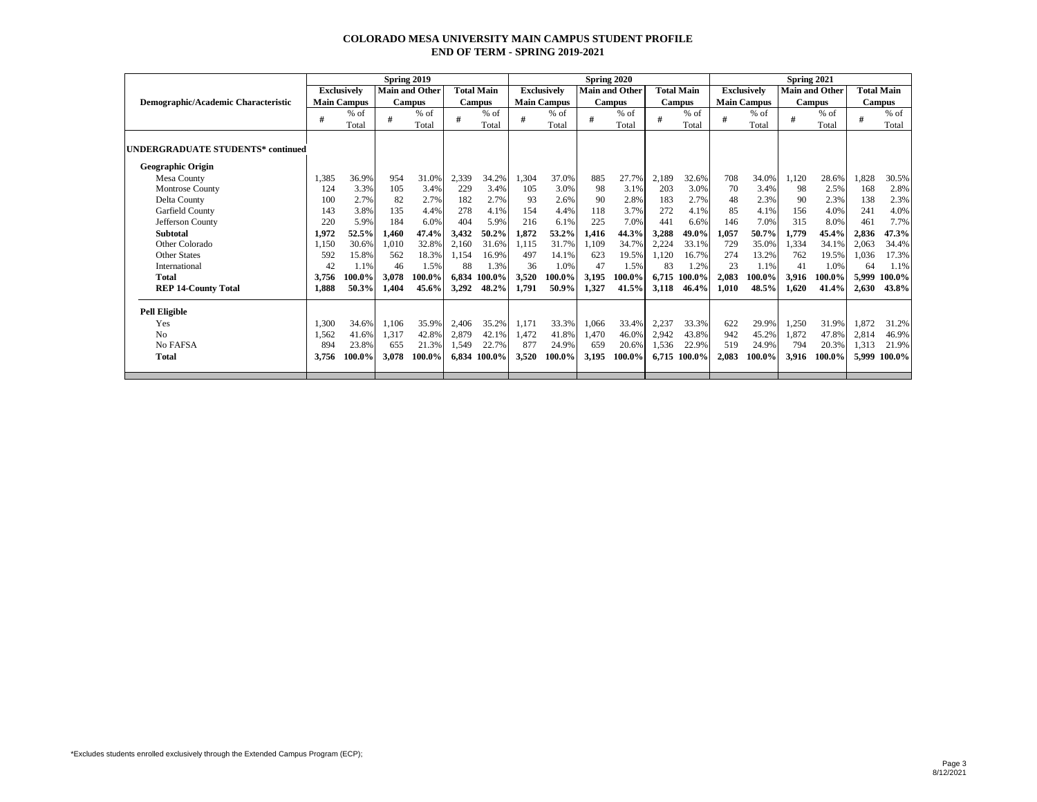**COLORADO MESA UNIVERSITY MAIN CAMPUS STUDENT PROFILE**
**END OF TERM - SPRING 2019-2021**

| Demographic/Academic Characteristic | Spring 2019 | | | | | | Spring 2020 | | | | | | Spring 2021 | | | | | |
|---|---|---|---|---|---|---|---|---|---|---|---|---|---|---|---|---|---|---|
| | Exclusively Main Campus | | Main and Other Campus | | Total Main Campus | | Exclusively Main Campus | | Main and Other Campus | | Total Main Campus | | Exclusively Main Campus | | Main and Other Campus | | Total Main Campus | |
| | # | % of Total | # | % of Total | # | % of Total | # | % of Total | # | % of Total | # | % of Total | # | % of Total | # | % of Total | # | % of Total |
| **UNDERGRADUATE STUDENTS* continued** | | | | | | | | | | | | | | | | | | |
| **Geographic Origin** | | | | | | | | | | | | | | | | | | |
| Mesa County | 1,385 | 36.9% | 954 | 31.0% | 2,339 | 34.2% | 1,304 | 37.0% | 885 | 27.7% | 2,189 | 32.6% | 708 | 34.0% | 1,120 | 28.6% | 1,828 | 30.5% |
| Montrose County | 124 | 3.3% | 105 | 3.4% | 229 | 3.4% | 105 | 3.0% | 98 | 3.1% | 203 | 3.0% | 70 | 3.4% | 98 | 2.5% | 168 | 2.8% |
| Delta County | 100 | 2.7% | 82 | 2.7% | 182 | 2.7% | 93 | 2.6% | 90 | 2.8% | 183 | 2.7% | 48 | 2.3% | 90 | 2.3% | 138 | 2.3% |
| Garfield County | 143 | 3.8% | 135 | 4.4% | 278 | 4.1% | 154 | 4.4% | 118 | 3.7% | 272 | 4.1% | 85 | 4.1% | 156 | 4.0% | 241 | 4.0% |
| Jefferson County | 220 | 5.9% | 184 | 6.0% | 404 | 5.9% | 216 | 6.1% | 225 | 7.0% | 441 | 6.6% | 146 | 7.0% | 315 | 8.0% | 461 | 7.7% |
| **Subtotal** | **1,972** | **52.5%** | **1,460** | **47.4%** | **3,432** | **50.2%** | **1,872** | **53.2%** | **1,416** | **44.3%** | **3,288** | **49.0%** | **1,057** | **50.7%** | **1,779** | **45.4%** | **2,836** | **47.3%** |
| Other Colorado | 1,150 | 30.6% | 1,010 | 32.8% | 2,160 | 31.6% | 1,115 | 31.7% | 1,109 | 34.7% | 2,224 | 33.1% | 729 | 35.0% | 1,334 | 34.1% | 2,063 | 34.4% |
| Other States | 592 | 15.8% | 562 | 18.3% | 1,154 | 16.9% | 497 | 14.1% | 623 | 19.5% | 1,120 | 16.7% | 274 | 13.2% | 762 | 19.5% | 1,036 | 17.3% |
| International | 42 | 1.1% | 46 | 1.5% | 88 | 1.3% | 36 | 1.0% | 47 | 1.5% | 83 | 1.2% | 23 | 1.1% | 41 | 1.0% | 64 | 1.1% |
| **Total** | **3,756** | **100.0%** | **3,078** | **100.0%** | **6,834** | **100.0%** | **3,520** | **100.0%** | **3,195** | **100.0%** | **6,715** | **100.0%** | **2,083** | **100.0%** | **3,916** | **100.0%** | **5,999** | **100.0%** |
| **REP 14-County Total** | **1,888** | **50.3%** | **1,404** | **45.6%** | **3,292** | **48.2%** | **1,791** | **50.9%** | **1,327** | **41.5%** | **3,118** | **46.4%** | **1,010** | **48.5%** | **1,620** | **41.4%** | **2,630** | **43.8%** |
| **Pell Eligible** | | | | | | | | | | | | | | | | | | |
| Yes | 1,300 | 34.6% | 1,106 | 35.9% | 2,406 | 35.2% | 1,171 | 33.3% | 1,066 | 33.4% | 2,237 | 33.3% | 622 | 29.9% | 1,250 | 31.9% | 1,872 | 31.2% |
| No | 1,562 | 41.6% | 1,317 | 42.8% | 2,879 | 42.1% | 1,472 | 41.8% | 1,470 | 46.0% | 2,942 | 43.8% | 942 | 45.2% | 1,872 | 47.8% | 2,814 | 46.9% |
| No FAFSA | 894 | 23.8% | 655 | 21.3% | 1,549 | 22.7% | 877 | 24.9% | 659 | 20.6% | 1,536 | 22.9% | 519 | 24.9% | 794 | 20.3% | 1,313 | 21.9% |
| **Total** | **3,756** | **100.0%** | **3,078** | **100.0%** | **6,834** | **100.0%** | **3,520** | **100.0%** | **3,195** | **100.0%** | **6,715** | **100.0%** | **2,083** | **100.0%** | **3,916** | **100.0%** | **5,999** | **100.0%** |

*Excludes students enrolled exclusively through the Extended Campus Program (ECP);

8/12/2021